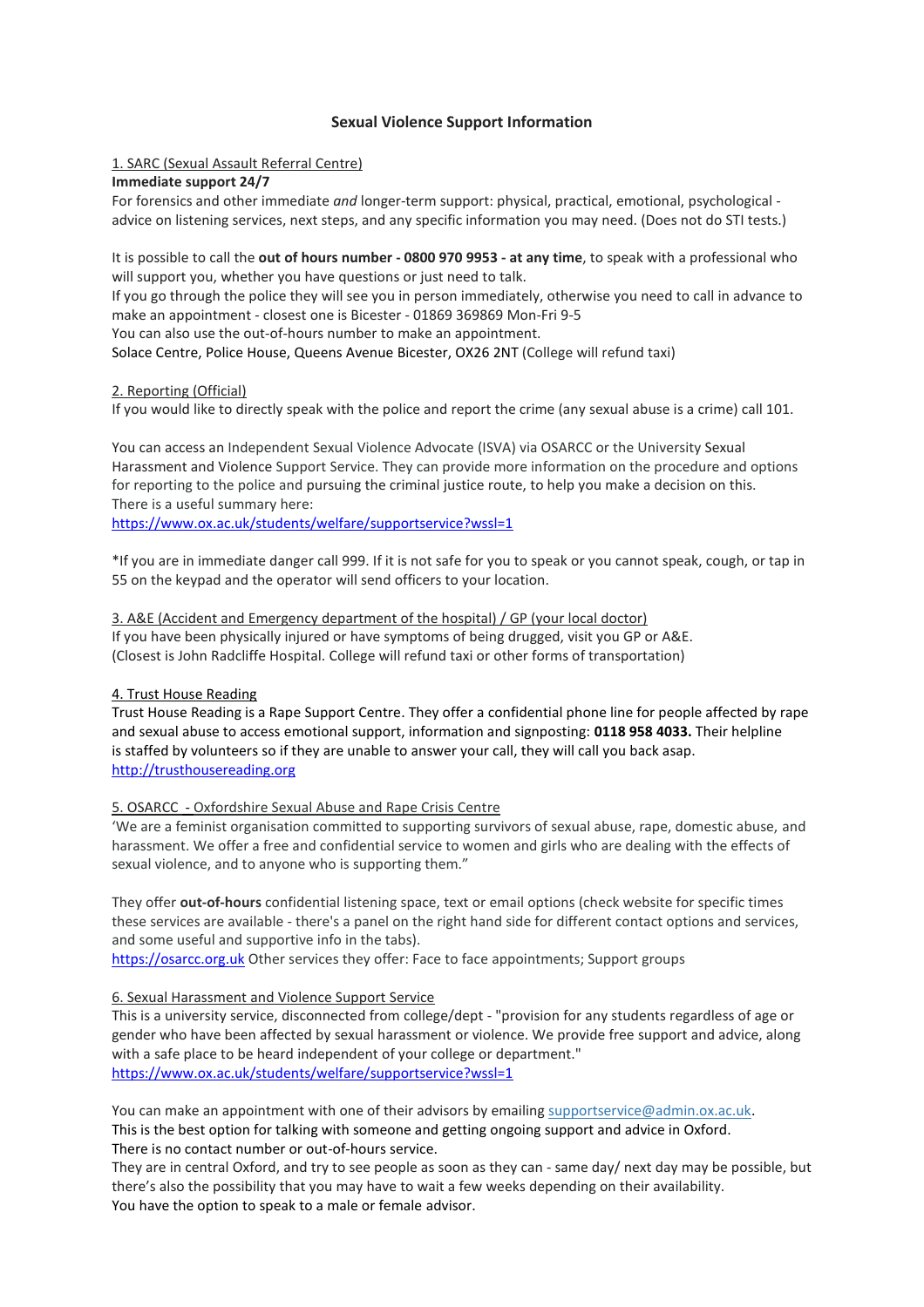# Sexual Violence Support Information

## 1. SARC (Sexual Assault Referral Centre)

**Immediate support 24/7**

For forensics and other immediate *and* longer-term support: physical, practical, emotional, psychological - advice on listening services, next steps, and any specific information you may need. (Does not do STI tests.)

It is possible to call the **out of hours number - 0800 970 9953 - at any time**, to speak with a professional who will support you, whether you have questions or just need to talk.
If you go through the police they will see you in person immediately, otherwise you need to call in advance to make an appointment - closest one is Bicester - 01869 369869 Mon-Fri 9-5
You can also use the out-of-hours number to make an appointment.
Solace Centre, Police House, Queens Avenue Bicester, OX26 2NT (College will refund taxi)

## 2. Reporting (Official)

If you would like to directly speak with the police and report the crime (any sexual abuse is a crime) call 101.

You can access an Independent Sexual Violence Advocate (ISVA) via OSARCC or the University Sexual Harassment and Violence Support Service. They can provide more information on the procedure and options for reporting to the police and pursuing the criminal justice route, to help you make a decision on this.
There is a useful summary here:
https://www.ox.ac.uk/students/welfare/supportservice?wssl=1

*If you are in immediate danger call 999. If it is not safe for you to speak or you cannot speak, cough, or tap in 55 on the keypad and the operator will send officers to your location.

## 3. A&E (Accident and Emergency department of the hospital) / GP (your local doctor)

If you have been physically injured or have symptoms of being drugged, visit you GP or A&E.
(Closest is John Radcliffe Hospital. College will refund taxi or other forms of transportation)

## 4. Trust House Reading

Trust House Reading is a Rape Support Centre. They offer a confidential phone line for people affected by rape and sexual abuse to access emotional support, information and signposting: **0118 958 4033.** Their helpline is staffed by volunteers so if they are unable to answer your call, they will call you back asap.
http://trusthousereading.org

## 5. OSARCC - Oxfordshire Sexual Abuse and Rape Crisis Centre

'We are a feminist organisation committed to supporting survivors of sexual abuse, rape, domestic abuse, and harassment. We offer a free and confidential service to women and girls who are dealing with the effects of sexual violence, and to anyone who is supporting them."

They offer **out-of-hours** confidential listening space, text or email options (check website for specific times these services are available - there's a panel on the right hand side for different contact options and services, and some useful and supportive info in the tabs).
https://osarcc.org.uk Other services they offer: Face to face appointments; Support groups

## 6. Sexual Harassment and Violence Support Service

This is a university service, disconnected from college/dept - "provision for any students regardless of age or gender who have been affected by sexual harassment or violence. We provide free support and advice, along with a safe place to be heard independent of your college or department."
https://www.ox.ac.uk/students/welfare/supportservice?wssl=1

You can make an appointment with one of their advisors by emailing supportservice@admin.ox.ac.uk.
This is the best option for talking with someone and getting ongoing support and advice in Oxford.
There is no contact number or out-of-hours service.
They are in central Oxford, and try to see people as soon as they can - same day/ next day may be possible, but there's also the possibility that you may have to wait a few weeks depending on their availability.
You have the option to speak to a male or female advisor.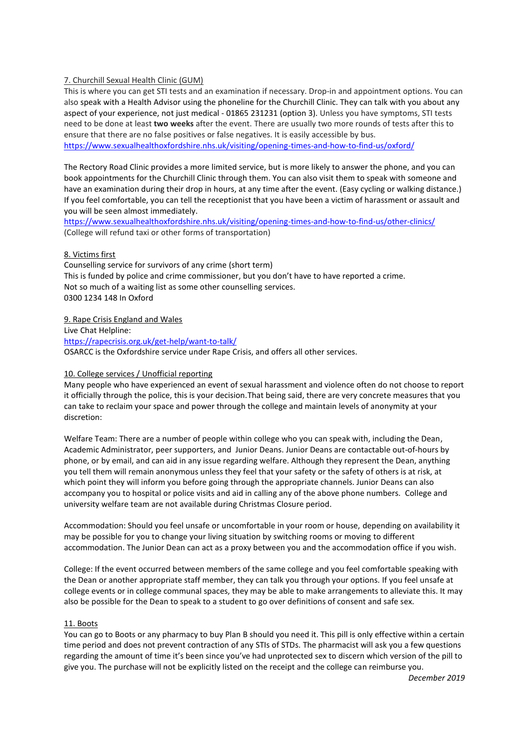7. Churchill Sexual Health Clinic (GUM)

This is where you can get STI tests and an examination if necessary. Drop-in and appointment options. You can also speak with a Health Advisor using the phoneline for the Churchill Clinic. They can talk with you about any aspect of your experience, not just medical - 01865 231231 (option 3). Unless you have symptoms, STI tests need to be done at least **two weeks** after the event. There are usually two more rounds of tests after this to ensure that there are no false positives or false negatives. It is easily accessible by bus.
https://www.sexualhealthoxfordshire.nhs.uk/visiting/opening-times-and-how-to-find-us/oxford/

The Rectory Road Clinic provides a more limited service, but is more likely to answer the phone, and you can book appointments for the Churchill Clinic through them. You can also visit them to speak with someone and have an examination during their drop in hours, at any time after the event. (Easy cycling or walking distance.) If you feel comfortable, you can tell the receptionist that you have been a victim of harassment or assault and you will be seen almost immediately.
https://www.sexualhealthoxfordshire.nhs.uk/visiting/opening-times-and-how-to-find-us/other-clinics/
(College will refund taxi or other forms of transportation)

8. Victims first

Counselling service for survivors of any crime (short term)
This is funded by police and crime commissioner, but you don't have to have reported a crime.
Not so much of a waiting list as some other counselling services.
0300 1234 148 In Oxford

9. Rape Crisis England and Wales

Live Chat Helpline:
https://rapecrisis.org.uk/get-help/want-to-talk/
OSARCC is the Oxfordshire service under Rape Crisis, and offers all other services.

10. College services / Unofficial reporting

Many people who have experienced an event of sexual harassment and violence often do not choose to report it officially through the police, this is your decision.That being said, there are very concrete measures that you can take to reclaim your space and power through the college and maintain levels of anonymity at your discretion:

Welfare Team: There are a number of people within college who you can speak with, including the Dean, Academic Administrator, peer supporters, and Junior Deans. Junior Deans are contactable out-of-hours by phone, or by email, and can aid in any issue regarding welfare. Although they represent the Dean, anything you tell them will remain anonymous unless they feel that your safety or the safety of others is at risk, at which point they will inform you before going through the appropriate channels. Junior Deans can also accompany you to hospital or police visits and aid in calling any of the above phone numbers. College and university welfare team are not available during Christmas Closure period.

Accommodation: Should you feel unsafe or uncomfortable in your room or house, depending on availability it may be possible for you to change your living situation by switching rooms or moving to different accommodation. The Junior Dean can act as a proxy between you and the accommodation office if you wish.

College: If the event occurred between members of the same college and you feel comfortable speaking with the Dean or another appropriate staff member, they can talk you through your options. If you feel unsafe at college events or in college communal spaces, they may be able to make arrangements to alleviate this. It may also be possible for the Dean to speak to a student to go over definitions of consent and safe sex.

11. Boots

You can go to Boots or any pharmacy to buy Plan B should you need it. This pill is only effective within a certain time period and does not prevent contraction of any STIs of STDs. The pharmacist will ask you a few questions regarding the amount of time it's been since you've had unprotected sex to discern which version of the pill to give you. The purchase will not be explicitly listed on the receipt and the college can reimburse you.

*December 2019*